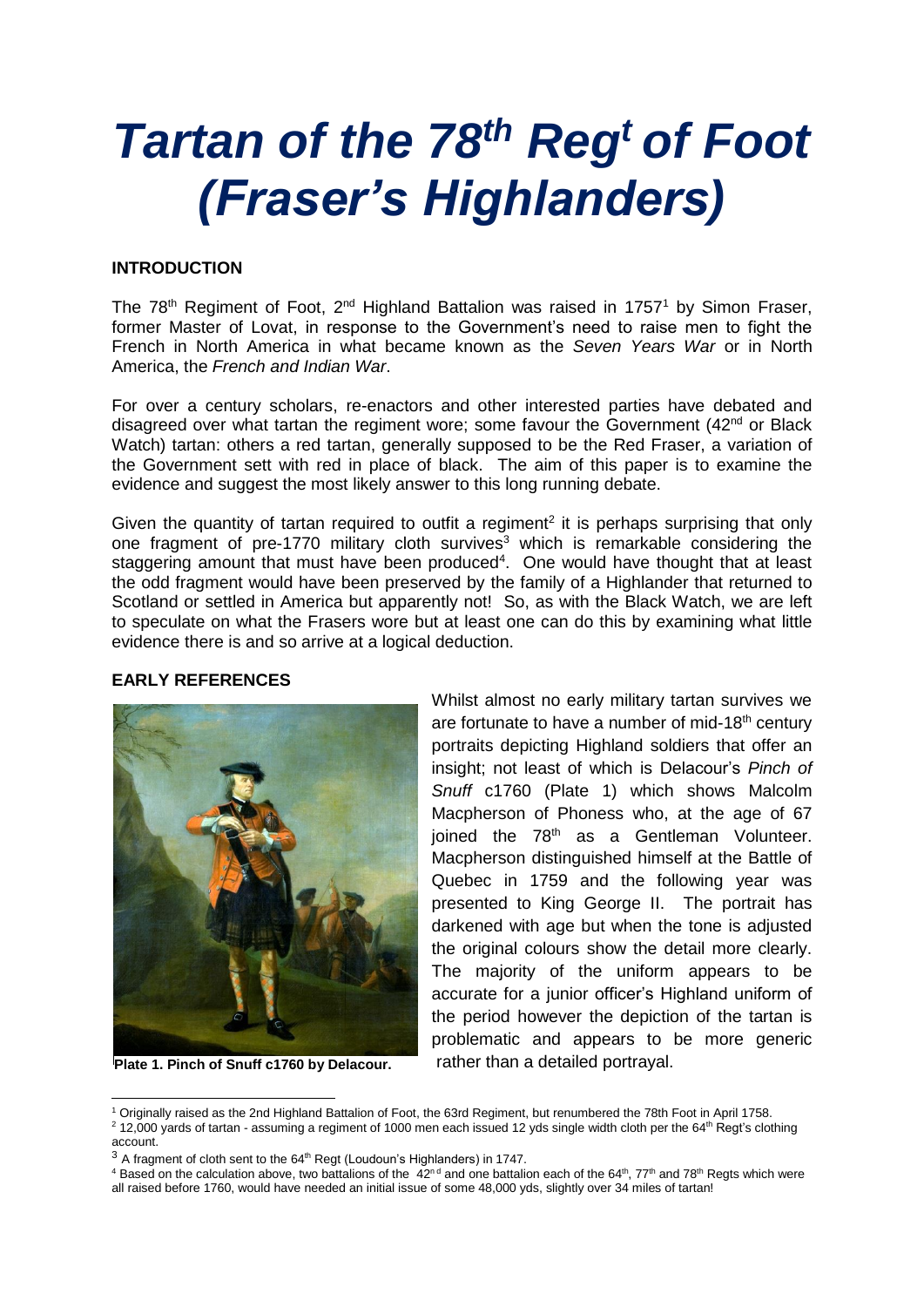# *Tartan of the 78th Regt of Foot (Fraser's Highlanders)*

## INTRODUCTION

The 78th Regiment of Foot, 2nd Highland Battalion was raised in 1757[1] by Simon Fraser, former Master of Lovat, in response to the Government's need to raise men to fight the French in North America in what became known as the *Seven Years War* or in North America, the *French and Indian War*.

For over a century scholars, re-enactors and other interested parties have debated and disagreed over what tartan the regiment wore; some favour the Government (42nd or Black Watch) tartan: others a red tartan, generally supposed to be the Red Fraser, a variation of the Government sett with red in place of black. The aim of this paper is to examine the evidence and suggest the most likely answer to this long running debate.

Given the quantity of tartan required to outfit a regiment[2] it is perhaps surprising that only one fragment of pre-1770 military cloth survives[3] which is remarkable considering the staggering amount that must have been produced[4]. One would have thought that at least the odd fragment would have been preserved by the family of a Highlander that returned to Scotland or settled in America but apparently not! So, as with the Black Watch, we are left to speculate on what the Frasers wore but at least one can do this by examining what little evidence there is and so arrive at a logical deduction.

## EARLY REFERENCES

**Plate 1. Pinch of Snuff c1760 by Delacour.**

Whilst almost no early military tartan survives we are fortunate to have a number of mid-18th century portraits depicting Highland soldiers that offer an insight; not least of which is Delacour's *Pinch of Snuff* c1760 (Plate 1) which shows Malcolm Macpherson of Phoness who, at the age of 67 joined the 78th as a Gentleman Volunteer. Macpherson distinguished himself at the Battle of Quebec in 1759 and the following year was presented to King George II. The portrait has darkened with age but when the tone is adjusted the original colours show the detail more clearly. The majority of the uniform appears to be accurate for a junior officer's Highland uniform of the period however the depiction of the tartan is problematic and appears to be more generic rather than a detailed portrayal.

---

[1] Originally raised as the 2nd Highland Battalion of Foot, the 63rd Regiment, but renumbered the 78th Foot in April 1758.

[2] 12,000 yards of tartan - assuming a regiment of 1000 men each issued 12 yds single width cloth per the 64th Regt's clothing account.

[3] A fragment of cloth sent to the 64th Regt (Loudoun's Highlanders) in 1747.

[4] Based on the calculation above, two battalions of the 42nd and one battalion each of the 64th, 77th and 78th Regts which were all raised before 1760, would have needed an initial issue of some 48,000 yds, slightly over 34 miles of tartan!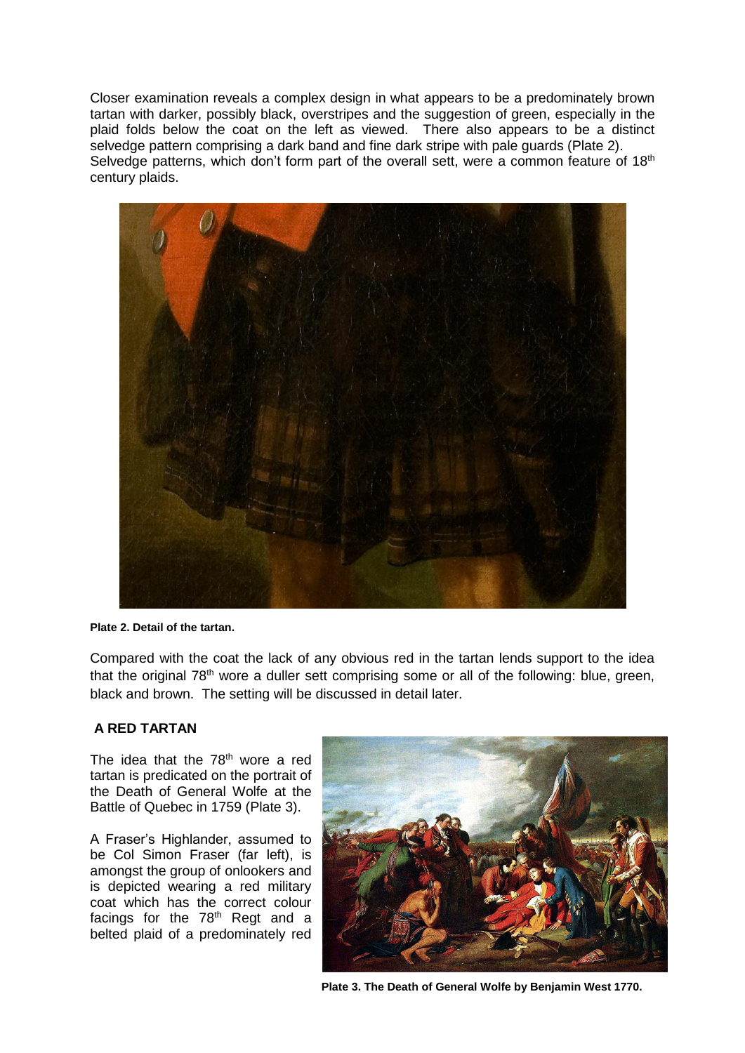Closer examination reveals a complex design in what appears to be a predominately brown tartan with darker, possibly black, overstripes and the suggestion of green, especially in the plaid folds below the coat on the left as viewed. There also appears to be a distinct selvedge pattern comprising a dark band and fine dark stripe with pale guards (Plate 2). Selvedge patterns, which don't form part of the overall sett, were a common feature of 18th century plaids.

**Plate 2. Detail of the tartan.**

Compared with the coat the lack of any obvious red in the tartan lends support to the idea that the original 78th wore a duller sett comprising some or all of the following: blue, green, black and brown. The setting will be discussed in detail later.

## A RED TARTAN

The idea that the 78th wore a red tartan is predicated on the portrait of the Death of General Wolfe at the Battle of Quebec in 1759 (Plate 3).

A Fraser's Highlander, assumed to be Col Simon Fraser (far left), is amongst the group of onlookers and is depicted wearing a red military coat which has the correct colour facings for the 78th Regt and a belted plaid of a predominately red

**Plate 3. The Death of General Wolfe by Benjamin West 1770.**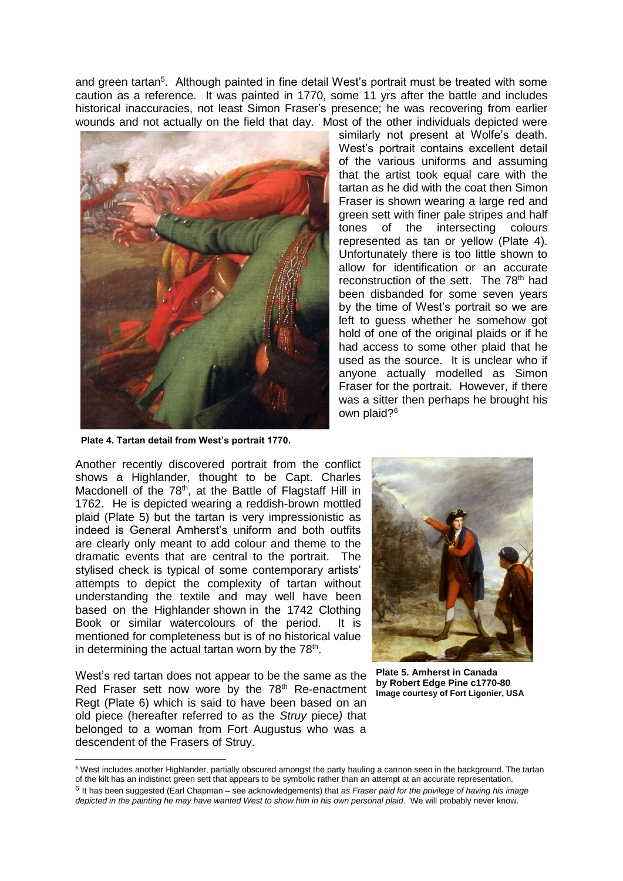and green tartan[5]. Although painted in fine detail West's portrait must be treated with some caution as a reference. It was painted in 1770, some 11 yrs after the battle and includes historical inaccuracies, not least Simon Fraser's presence; he was recovering from earlier wounds and not actually on the field that day. Most of the other individuals depicted were similarly not present at Wolfe's death. West's portrait contains excellent detail of the various uniforms and assuming that the artist took equal care with the tartan as he did with the coat then Simon Fraser is shown wearing a large red and green sett with finer pale stripes and half tones of the intersecting colours represented as tan or yellow (Plate 4). Unfortunately there is too little shown to allow for identification or an accurate reconstruction of the sett. The 78th had been disbanded for some seven years by the time of West's portrait so we are left to guess whether he somehow got hold of one of the original plaids or if he had access to some other plaid that he used as the source. It is unclear who if anyone actually modelled as Simon Fraser for the portrait. However, if there was a sitter then perhaps he brought his own plaid?[6]

**Plate 4. Tartan detail from West's portrait 1770.**

Another recently discovered portrait from the conflict shows a Highlander, thought to be Capt. Charles Macdonell of the 78th, at the Battle of Flagstaff Hill in 1762. He is depicted wearing a reddish-brown mottled plaid (Plate 5) but the tartan is very impressionistic as indeed is General Amherst's uniform and both outfits are clearly only meant to add colour and theme to the dramatic events that are central to the portrait. The stylised check is typical of some contemporary artists' attempts to depict the complexity of tartan without understanding the textile and may well have been based on the Highlander shown in the 1742 Clothing Book or similar watercolours of the period. It is mentioned for completeness but is of no historical value in determining the actual tartan worn by the 78th.

**Plate 5. Amherst in Canada by Robert Edge Pine c1770-80**
**Image courtesy of Fort Ligonier, USA**

West's red tartan does not appear to be the same as the Red Fraser sett now wore by the 78th Re-enactment Regt (Plate 6) which is said to have been based on an old piece (hereafter referred to as the *Struy* piece) that belonged to a woman from Fort Augustus who was a descendent of the Frasers of Struy.

---

[5] West includes another Highlander, partially obscured amongst the party hauling a cannon seen in the background. The tartan of the kilt has an indistinct green sett that appears to be symbolic rather than an attempt at an accurate representation.

[6] It has been suggested (Earl Chapman – see acknowledgements) that *as Fraser paid for the privilege of having his image depicted in the painting he may have wanted West to show him in his own personal plaid*. We will probably never know.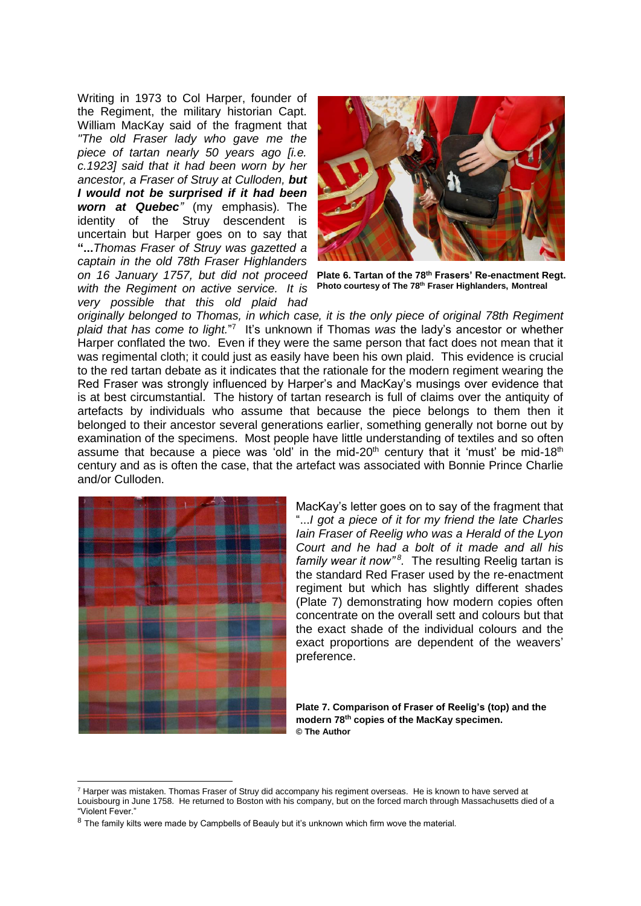Writing in 1973 to Col Harper, founder of the Regiment, the military historian Capt. William MacKay said of the fragment that *"The old Fraser lady who gave me the piece of tartan nearly 50 years ago [i.e. c.1923] said that it had been worn by her ancestor, a Fraser of Struy at Culloden,* ***but I would not be surprised if it had been worn at Quebec****"* (my emphasis). The identity of the Struy descendent is uncertain but Harper goes on to say that "*...Thomas Fraser of Struy was gazetted a captain in the old 78th Fraser Highlanders on 16 January 1757, but did not proceed with the Regiment on active service. It is very possible that this old plaid had originally belonged to Thomas, in which case, it is the only piece of original 78th Regiment plaid that has come to light.*"[7] It's unknown if Thomas *was* the lady's ancestor or whether Harper conflated the two. Even if they were the same person that fact does not mean that it was regimental cloth; it could just as easily have been his own plaid. This evidence is crucial to the red tartan debate as it indicates that the rationale for the modern regiment wearing the Red Fraser was strongly influenced by Harper's and MacKay's musings over evidence that is at best circumstantial. The history of tartan research is full of claims over the antiquity of artefacts by individuals who assume that because the piece belongs to them then it belonged to their ancestor several generations earlier, something generally not borne out by examination of the specimens. Most people have little understanding of textiles and so often assume that because a piece was 'old' in the mid-20th century that it 'must' be mid-18th century and as is often the case, that the artefact was associated with Bonnie Prince Charlie and/or Culloden.

**Plate 6. Tartan of the 78th Frasers' Re-enactment Regt. Photo courtesy of The 78th Fraser Highlanders, Montreal**

MacKay's letter goes on to say of the fragment that "*...I got a piece of it for my friend the late Charles Iain Fraser of Reelig who was a Herald of the Lyon Court and he had a bolt of it made and all his family wear it now"*[8]. The resulting Reelig tartan is the standard Red Fraser used by the re-enactment regiment but which has slightly different shades (Plate 7) demonstrating how modern copies often concentrate on the overall sett and colours but that the exact shade of the individual colours and the exact proportions are dependent of the weavers' preference.

**Plate 7. Comparison of Fraser of Reelig's (top) and the modern 78th copies of the MacKay specimen. © The Author**

---

[7] Harper was mistaken. Thomas Fraser of Struy did accompany his regiment overseas. He is known to have served at Louisbourg in June 1758. He returned to Boston with his company, but on the forced march through Massachusetts died of a "Violent Fever."

[8] The family kilts were made by Campbells of Beauly but it's unknown which firm wove the material.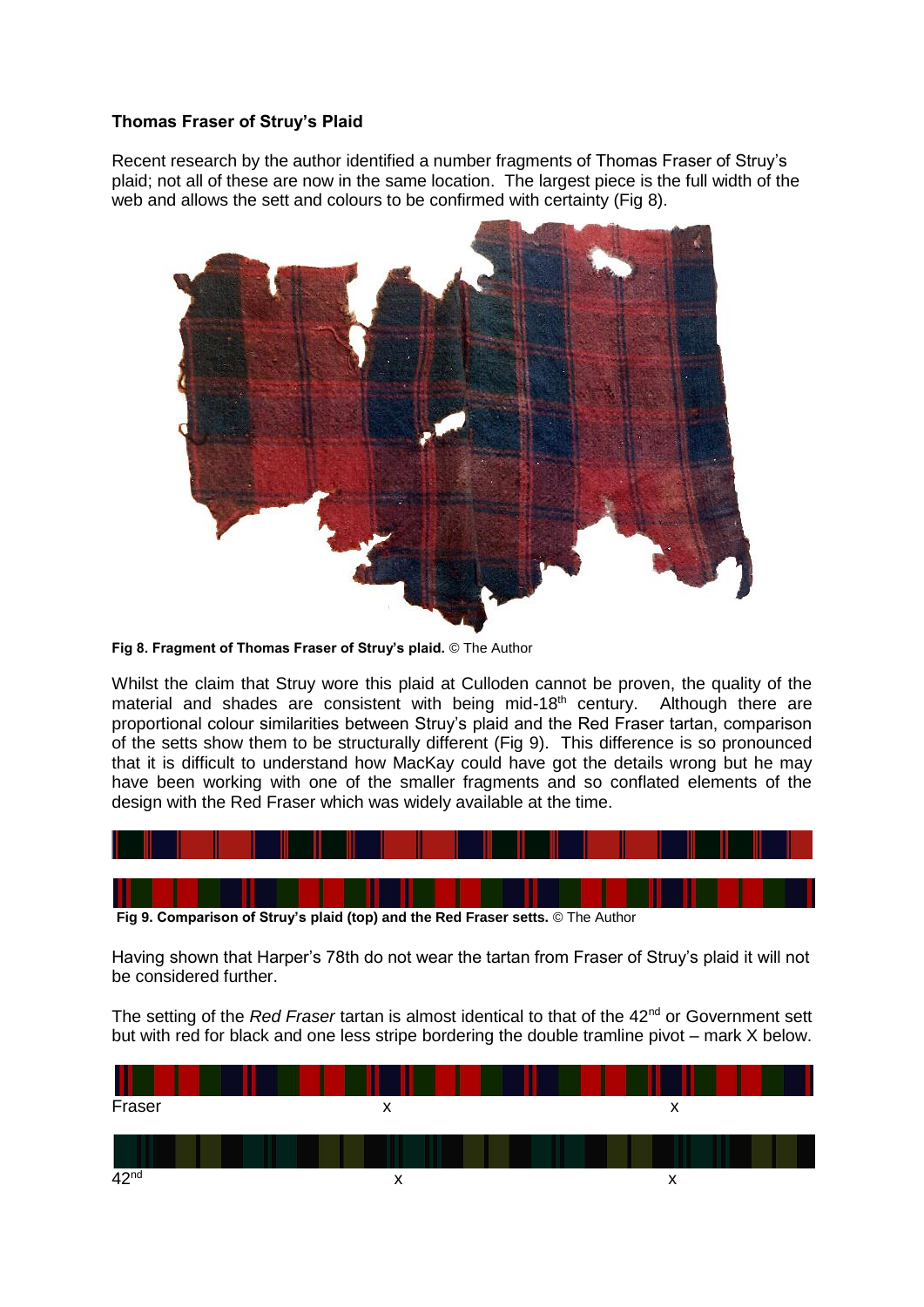**Thomas Fraser of Struy's Plaid**

Recent research by the author identified a number fragments of Thomas Fraser of Struy's plaid; not all of these are now in the same location. The largest piece is the full width of the web and allows the sett and colours to be confirmed with certainty (Fig 8).

**Fig 8. Fragment of Thomas Fraser of Struy's plaid.** © The Author

Whilst the claim that Struy wore this plaid at Culloden cannot be proven, the quality of the material and shades are consistent with being mid-18th century. Although there are proportional colour similarities between Struy's plaid and the Red Fraser tartan, comparison of the setts show them to be structurally different (Fig 9). This difference is so pronounced that it is difficult to understand how MacKay could have got the details wrong but he may have been working with one of the smaller fragments and so conflated elements of the design with the Red Fraser which was widely available at the time.

**Fig 9. Comparison of Struy's plaid (top) and the Red Fraser setts.** © The Author

Having shown that Harper's 78th do not wear the tartan from Fraser of Struy's plaid it will not be considered further.

The setting of the *Red Fraser* tartan is almost identical to that of the 42nd or Government sett but with red for black and one less stripe bordering the double tramline pivot – mark X below.

Fraser x x

42nd x x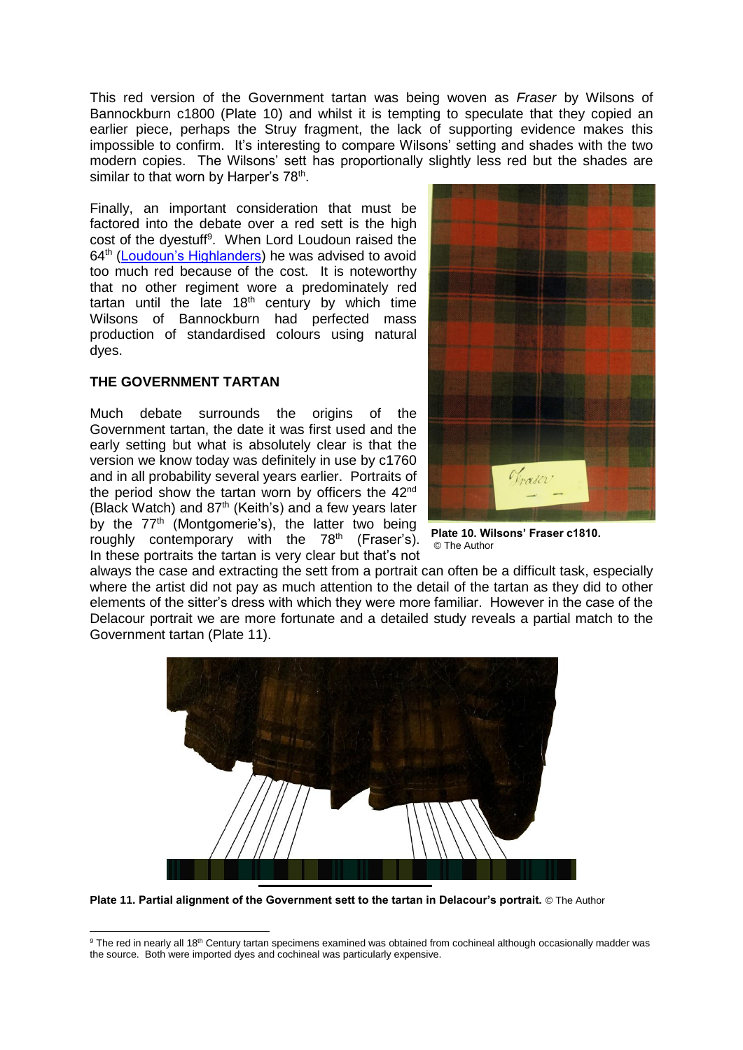This red version of the Government tartan was being woven as *Fraser* by Wilsons of Bannockburn c1800 (Plate 10) and whilst it is tempting to speculate that they copied an earlier piece, perhaps the Struy fragment, the lack of supporting evidence makes this impossible to confirm. It's interesting to compare Wilsons' setting and shades with the two modern copies. The Wilsons' sett has proportionally slightly less red but the shades are similar to that worn by Harper's 78th.

Finally, an important consideration that must be factored into the debate over a red sett is the high cost of the dyestuff[9]. When Lord Loudoun raised the 64th (Loudoun's Highlanders) he was advised to avoid too much red because of the cost. It is noteworthy that no other regiment wore a predominately red tartan until the late 18th century by which time Wilsons of Bannockburn had perfected mass production of standardised colours using natural dyes.

**Plate 10. Wilsons' Fraser c1810.** © The Author

### THE GOVERNMENT TARTAN

Much debate surrounds the origins of the Government tartan, the date it was first used and the early setting but what is absolutely clear is that the version we know today was definitely in use by c1760 and in all probability several years earlier. Portraits of the period show the tartan worn by officers the 42nd (Black Watch) and 87th (Keith's) and a few years later by the 77th (Montgomerie's), the latter two being roughly contemporary with the 78th (Fraser's). In these portraits the tartan is very clear but that's not always the case and extracting the sett from a portrait can often be a difficult task, especially where the artist did not pay as much attention to the detail of the tartan as they did to other elements of the sitter's dress with which they were more familiar. However in the case of the Delacour portrait we are more fortunate and a detailed study reveals a partial match to the Government tartan (Plate 11).

**Plate 11. Partial alignment of the Government sett to the tartan in Delacour's portrait.** © The Author

[9] The red in nearly all 18th Century tartan specimens examined was obtained from cochineal although occasionally madder was the source. Both were imported dyes and cochineal was particularly expensive.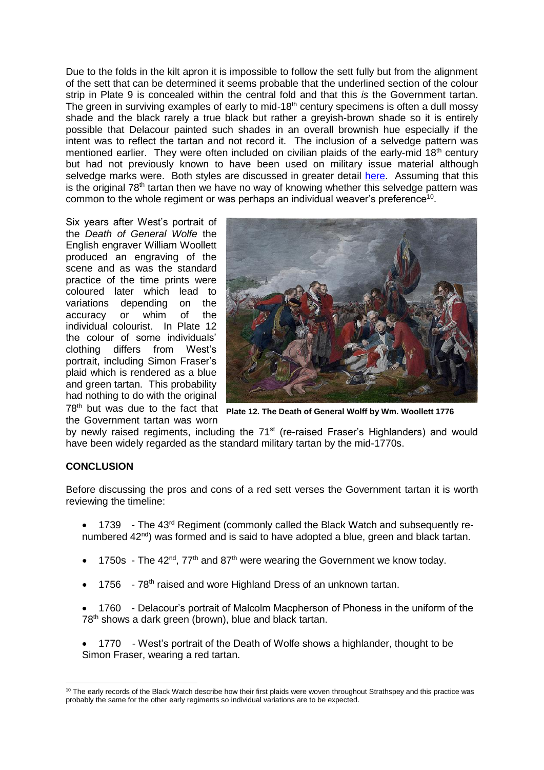Due to the folds in the kilt apron it is impossible to follow the sett fully but from the alignment of the sett that can be determined it seems probable that the underlined section of the colour strip in Plate 9 is concealed within the central fold and that this *is* the Government tartan. The green in surviving examples of early to mid-18th century specimens is often a dull mossy shade and the black rarely a true black but rather a greyish-brown shade so it is entirely possible that Delacour painted such shades in an overall brownish hue especially if the intent was to reflect the tartan and not record it. The inclusion of a selvedge pattern was mentioned earlier. They were often included on civilian plaids of the early-mid 18th century but had not previously known to have been used on military issue material although selvedge marks were. Both styles are discussed in greater detail here. Assuming that this is the original 78th tartan then we have no way of knowing whether this selvedge pattern was common to the whole regiment or was perhaps an individual weaver's preference[10].

Six years after West's portrait of the *Death of General Wolfe* the English engraver William Woollett produced an engraving of the scene and as was the standard practice of the time prints were coloured later which lead to variations depending on the accuracy or whim of the individual colourist. In Plate 12 the colour of some individuals' clothing differs from West's portrait, including Simon Fraser's plaid which is rendered as a blue and green tartan. This probability had nothing to do with the original 78th but was due to the fact that the Government tartan was worn by newly raised regiments, including the 71st (re-raised Fraser's Highlanders) and would have been widely regarded as the standard military tartan by the mid-1770s.

**Plate 12. The Death of General Wolff by Wm. Woollett 1776**

## CONCLUSION

Before discussing the pros and cons of a red sett verses the Government tartan it is worth reviewing the timeline:

- 1739 - The 43rd Regiment (commonly called the Black Watch and subsequently re-numbered 42nd) was formed and is said to have adopted a blue, green and black tartan.
- 1750s - The 42nd, 77th and 87th were wearing the Government we know today.
- 1756 - 78th raised and wore Highland Dress of an unknown tartan.
- 1760 - Delacour's portrait of Malcolm Macpherson of Phoness in the uniform of the 78th shows a dark green (brown), blue and black tartan.
- 1770 - West's portrait of the Death of Wolfe shows a highlander, thought to be Simon Fraser, wearing a red tartan.

---

[10] The early records of the Black Watch describe how their first plaids were woven throughout Strathspey and this practice was probably the same for the other early regiments so individual variations are to be expected.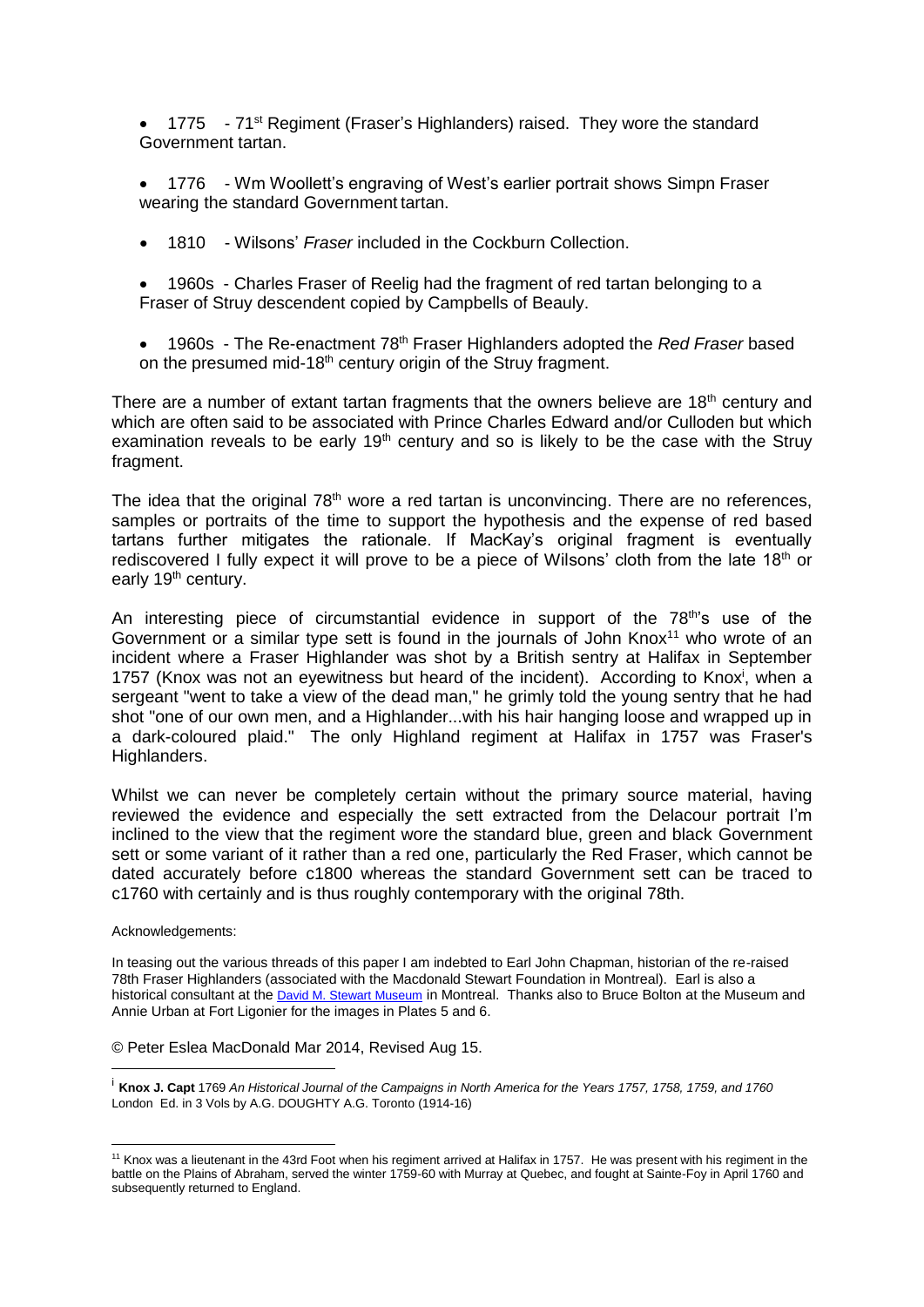- 1775 - 71st Regiment (Fraser's Highlanders) raised. They wore the standard Government tartan.
- 1776 - Wm Woollett's engraving of West's earlier portrait shows Simpn Fraser wearing the standard Government tartan.
- 1810 - Wilsons' *Fraser* included in the Cockburn Collection.
- 1960s - Charles Fraser of Reelig had the fragment of red tartan belonging to a Fraser of Struy descendent copied by Campbells of Beauly.
- 1960s - The Re-enactment 78th Fraser Highlanders adopted the *Red Fraser* based on the presumed mid-18th century origin of the Struy fragment.

There are a number of extant tartan fragments that the owners believe are 18th century and which are often said to be associated with Prince Charles Edward and/or Culloden but which examination reveals to be early 19th century and so is likely to be the case with the Struy fragment.

The idea that the original 78th wore a red tartan is unconvincing. There are no references, samples or portraits of the time to support the hypothesis and the expense of red based tartans further mitigates the rationale. If MacKay's original fragment is eventually rediscovered I fully expect it will prove to be a piece of Wilsons' cloth from the late 18th or early 19th century.

An interesting piece of circumstantial evidence in support of the 78th's use of the Government or a similar type sett is found in the journals of John Knox[11] who wrote of an incident where a Fraser Highlander was shot by a British sentry at Halifax in September 1757 (Knox was not an eyewitness but heard of the incident). According to Knox[i], when a sergeant "went to take a view of the dead man," he grimly told the young sentry that he had shot "one of our own men, and a Highlander...with his hair hanging loose and wrapped up in a dark-coloured plaid." The only Highland regiment at Halifax in 1757 was Fraser's Highlanders.

Whilst we can never be completely certain without the primary source material, having reviewed the evidence and especially the sett extracted from the Delacour portrait I'm inclined to the view that the regiment wore the standard blue, green and black Government sett or some variant of it rather than a red one, particularly the Red Fraser, which cannot be dated accurately before c1800 whereas the standard Government sett can be traced to c1760 with certainly and is thus roughly contemporary with the original 78th.

Acknowledgements:

In teasing out the various threads of this paper I am indebted to Earl John Chapman, historian of the re-raised 78th Fraser Highlanders (associated with the Macdonald Stewart Foundation in Montreal). Earl is also a historical consultant at the David M. Stewart Museum in Montreal. Thanks also to Bruce Bolton at the Museum and Annie Urban at Fort Ligonier for the images in Plates 5 and 6.

© Peter Eslea MacDonald Mar 2014, Revised Aug 15.

---

[i] **Knox J. Capt** 1769 *An Historical Journal of the Campaigns in North America for the Years 1757, 1758, 1759, and 1760* London Ed. in 3 Vols by A.G. DOUGHTY A.G. Toronto (1914-16)

---

[11] Knox was a lieutenant in the 43rd Foot when his regiment arrived at Halifax in 1757. He was present with his regiment in the battle on the Plains of Abraham, served the winter 1759-60 with Murray at Quebec, and fought at Sainte-Foy in April 1760 and subsequently returned to England.